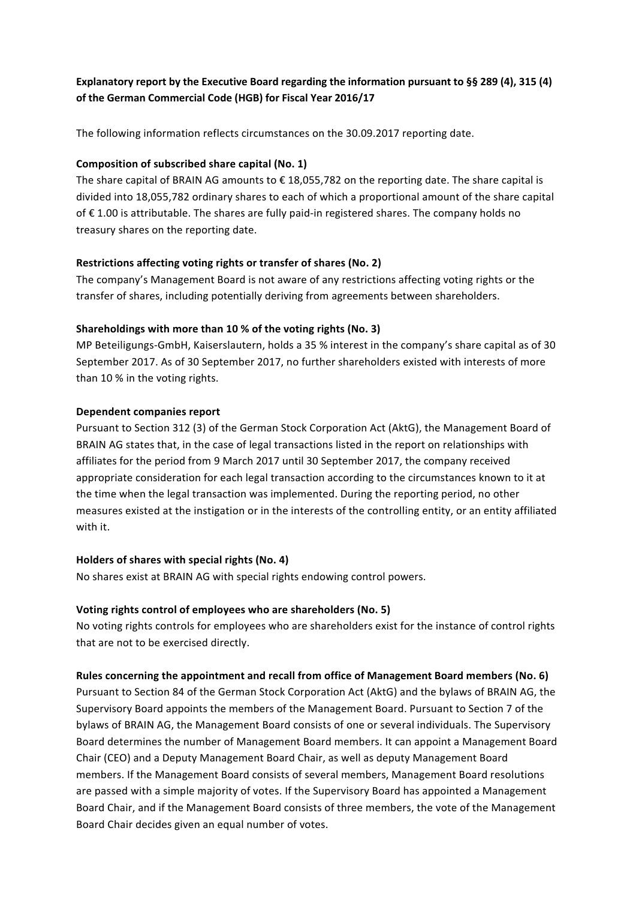**Explanatory report by the Executive Board regarding the information pursuant to §§ 289 (4), 315 (4) of the German Commercial Code (HGB) for Fiscal Year 2016/17**

The following information reflects circumstances on the 30.09.2017 reporting date.

**Composition of subscribed share capital (No. 1)**

The share capital of BRAIN AG amounts to € 18,055,782 on the reporting date. The share capital is divided into 18,055,782 ordinary shares to each of which a proportional amount of the share capital of € 1.00 is attributable. The shares are fully paid-in registered shares. The company holds no treasury shares on the reporting date.

**Restrictions affecting voting rights or transfer of shares (No. 2)**

The company's Management Board is not aware of any restrictions affecting voting rights or the transfer of shares, including potentially deriving from agreements between shareholders.

**Shareholdings with more than 10 % of the voting rights (No. 3)**

MP Beteiligungs-GmbH, Kaiserslautern, holds a 35 % interest in the company's share capital as of 30 September 2017. As of 30 September 2017, no further shareholders existed with interests of more than 10 % in the voting rights.

**Dependent companies report**

Pursuant to Section 312 (3) of the German Stock Corporation Act (AktG), the Management Board of BRAIN AG states that, in the case of legal transactions listed in the report on relationships with affiliates for the period from 9 March 2017 until 30 September 2017, the company received appropriate consideration for each legal transaction according to the circumstances known to it at the time when the legal transaction was implemented. During the reporting period, no other measures existed at the instigation or in the interests of the controlling entity, or an entity affiliated with it.

**Holders of shares with special rights (No. 4)**

No shares exist at BRAIN AG with special rights endowing control powers.

**Voting rights control of employees who are shareholders (No. 5)**

No voting rights controls for employees who are shareholders exist for the instance of control rights that are not to be exercised directly.

**Rules concerning the appointment and recall from office of Management Board members (No. 6)**

Pursuant to Section 84 of the German Stock Corporation Act (AktG) and the bylaws of BRAIN AG, the Supervisory Board appoints the members of the Management Board. Pursuant to Section 7 of the bylaws of BRAIN AG, the Management Board consists of one or several individuals. The Supervisory Board determines the number of Management Board members. It can appoint a Management Board Chair (CEO) and a Deputy Management Board Chair, as well as deputy Management Board members. If the Management Board consists of several members, Management Board resolutions are passed with a simple majority of votes. If the Supervisory Board has appointed a Management Board Chair, and if the Management Board consists of three members, the vote of the Management Board Chair decides given an equal number of votes.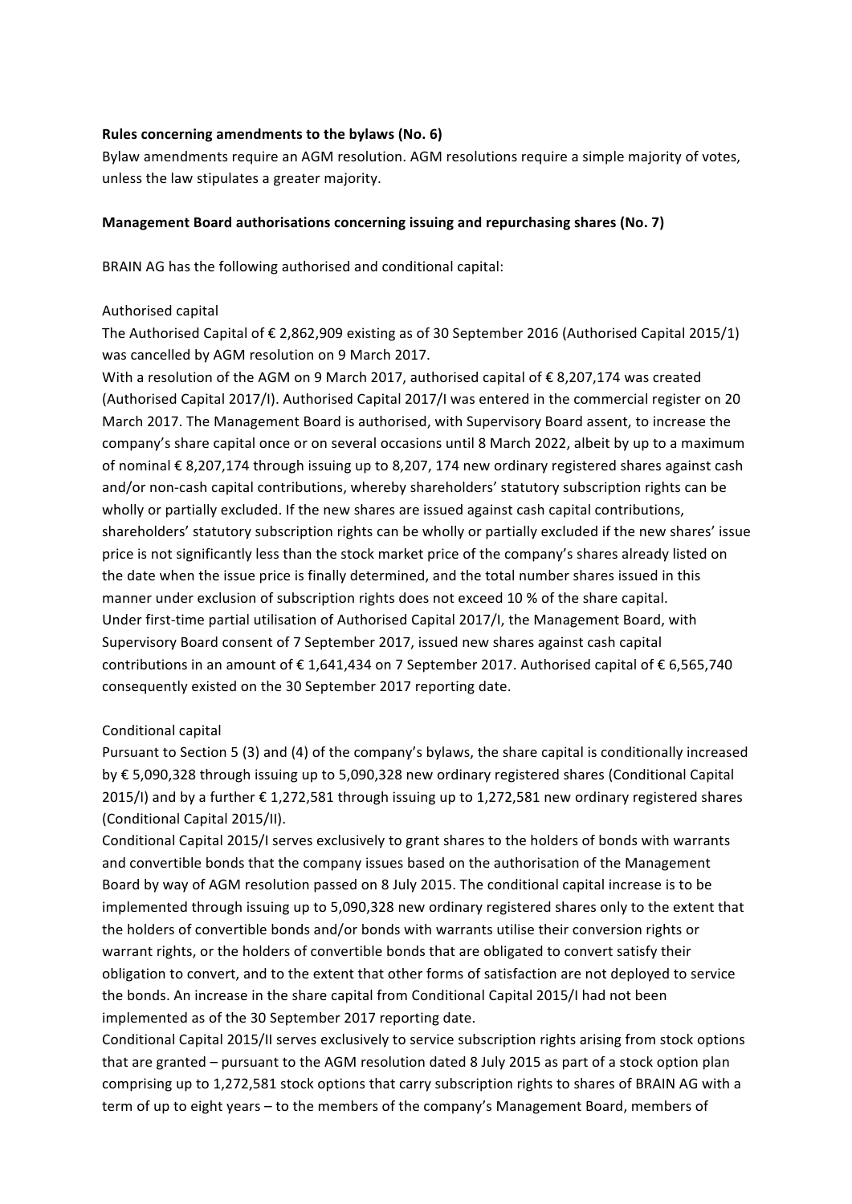**Rules concerning amendments to the bylaws (No. 6)**

Bylaw amendments require an AGM resolution. AGM resolutions require a simple majority of votes, unless the law stipulates a greater majority.

**Management Board authorisations concerning issuing and repurchasing shares (No. 7)**

BRAIN AG has the following authorised and conditional capital:

Authorised capital

The Authorised Capital of € 2,862,909 existing as of 30 September 2016 (Authorised Capital 2015/1) was cancelled by AGM resolution on 9 March 2017.

With a resolution of the AGM on 9 March 2017, authorised capital of € 8,207,174 was created (Authorised Capital 2017/I). Authorised Capital 2017/I was entered in the commercial register on 20 March 2017. The Management Board is authorised, with Supervisory Board assent, to increase the company's share capital once or on several occasions until 8 March 2022, albeit by up to a maximum of nominal € 8,207,174 through issuing up to 8,207, 174 new ordinary registered shares against cash and/or non-cash capital contributions, whereby shareholders' statutory subscription rights can be wholly or partially excluded. If the new shares are issued against cash capital contributions, shareholders' statutory subscription rights can be wholly or partially excluded if the new shares' issue price is not significantly less than the stock market price of the company's shares already listed on the date when the issue price is finally determined, and the total number shares issued in this manner under exclusion of subscription rights does not exceed 10 % of the share capital.

Under first-time partial utilisation of Authorised Capital 2017/I, the Management Board, with Supervisory Board consent of 7 September 2017, issued new shares against cash capital contributions in an amount of € 1,641,434 on 7 September 2017. Authorised capital of € 6,565,740 consequently existed on the 30 September 2017 reporting date.

Conditional capital

Pursuant to Section 5 (3) and (4) of the company's bylaws, the share capital is conditionally increased by € 5,090,328 through issuing up to 5,090,328 new ordinary registered shares (Conditional Capital 2015/I) and by a further € 1,272,581 through issuing up to 1,272,581 new ordinary registered shares (Conditional Capital 2015/II).

Conditional Capital 2015/I serves exclusively to grant shares to the holders of bonds with warrants and convertible bonds that the company issues based on the authorisation of the Management Board by way of AGM resolution passed on 8 July 2015. The conditional capital increase is to be implemented through issuing up to 5,090,328 new ordinary registered shares only to the extent that the holders of convertible bonds and/or bonds with warrants utilise their conversion rights or warrant rights, or the holders of convertible bonds that are obligated to convert satisfy their obligation to convert, and to the extent that other forms of satisfaction are not deployed to service the bonds. An increase in the share capital from Conditional Capital 2015/I had not been implemented as of the 30 September 2017 reporting date.

Conditional Capital 2015/II serves exclusively to service subscription rights arising from stock options that are granted – pursuant to the AGM resolution dated 8 July 2015 as part of a stock option plan comprising up to 1,272,581 stock options that carry subscription rights to shares of BRAIN AG with a term of up to eight years – to the members of the company's Management Board, members of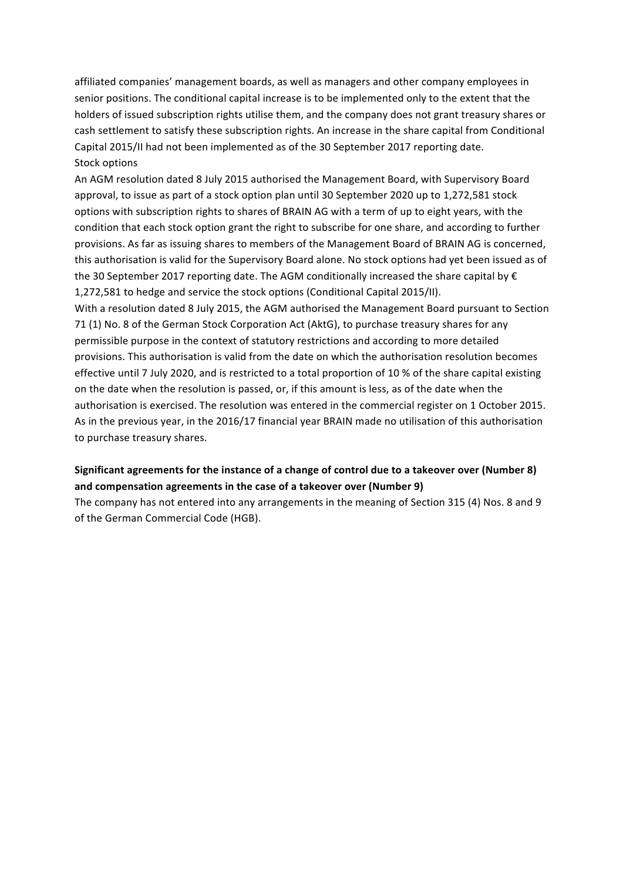affiliated companies' management boards, as well as managers and other company employees in senior positions. The conditional capital increase is to be implemented only to the extent that the holders of issued subscription rights utilise them, and the company does not grant treasury shares or cash settlement to satisfy these subscription rights. An increase in the share capital from Conditional Capital 2015/II had not been implemented as of the 30 September 2017 reporting date.

Stock options

An AGM resolution dated 8 July 2015 authorised the Management Board, with Supervisory Board approval, to issue as part of a stock option plan until 30 September 2020 up to 1,272,581 stock options with subscription rights to shares of BRAIN AG with a term of up to eight years, with the condition that each stock option grant the right to subscribe for one share, and according to further provisions. As far as issuing shares to members of the Management Board of BRAIN AG is concerned, this authorisation is valid for the Supervisory Board alone. No stock options had yet been issued as of the 30 September 2017 reporting date. The AGM conditionally increased the share capital by € 1,272,581 to hedge and service the stock options (Conditional Capital 2015/II).

With a resolution dated 8 July 2015, the AGM authorised the Management Board pursuant to Section 71 (1) No. 8 of the German Stock Corporation Act (AktG), to purchase treasury shares for any permissible purpose in the context of statutory restrictions and according to more detailed provisions. This authorisation is valid from the date on which the authorisation resolution becomes effective until 7 July 2020, and is restricted to a total proportion of 10 % of the share capital existing on the date when the resolution is passed, or, if this amount is less, as of the date when the authorisation is exercised. The resolution was entered in the commercial register on 1 October 2015. As in the previous year, in the 2016/17 financial year BRAIN made no utilisation of this authorisation to purchase treasury shares.

**Significant agreements for the instance of a change of control due to a takeover over (Number 8) and compensation agreements in the case of a takeover over (Number 9)**

The company has not entered into any arrangements in the meaning of Section 315 (4) Nos. 8 and 9 of the German Commercial Code (HGB).